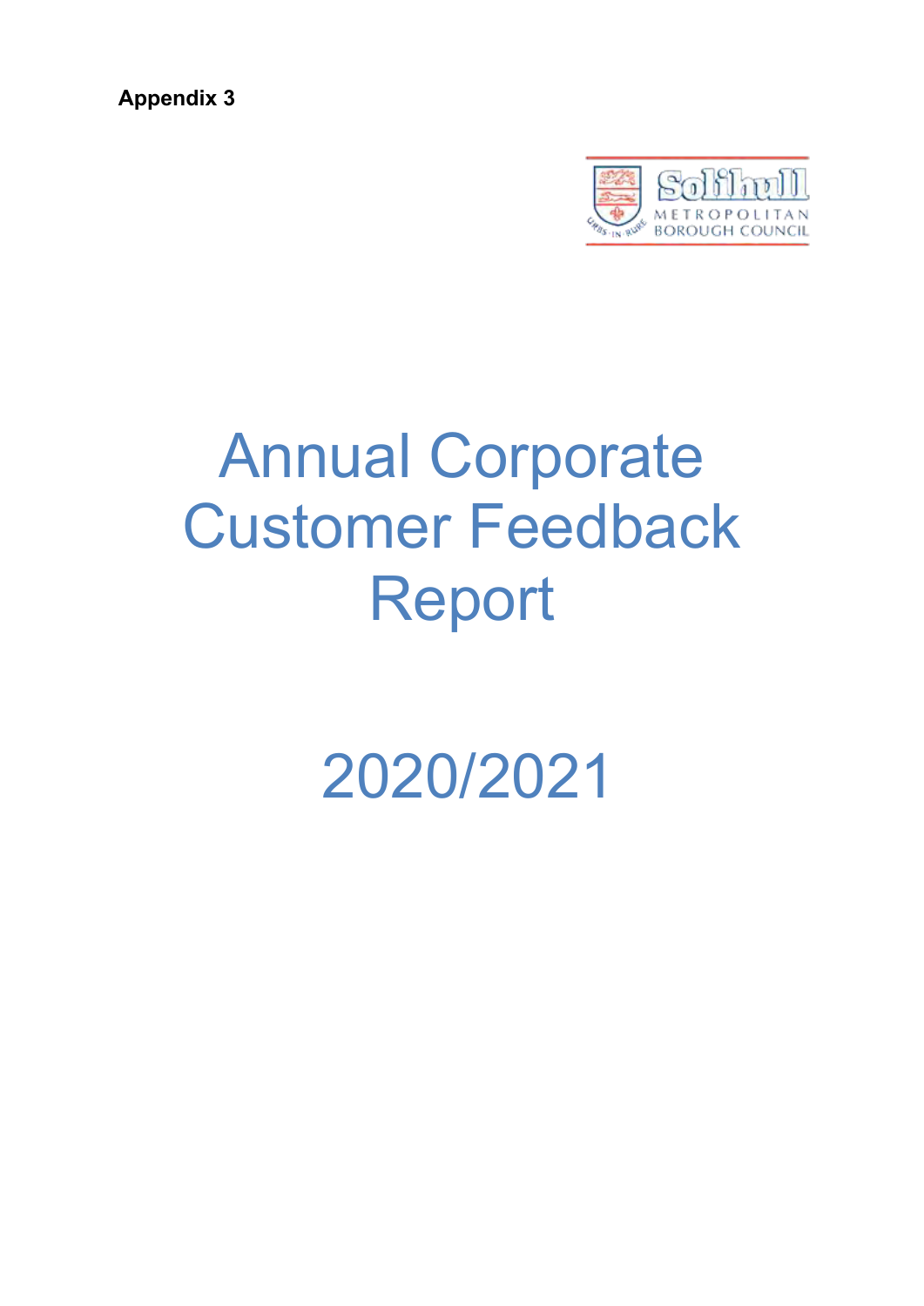**Appendix 3**

Solihull Metropolitan Borough Council

# Annual Corporate Customer Feedback Report

# 2020/2021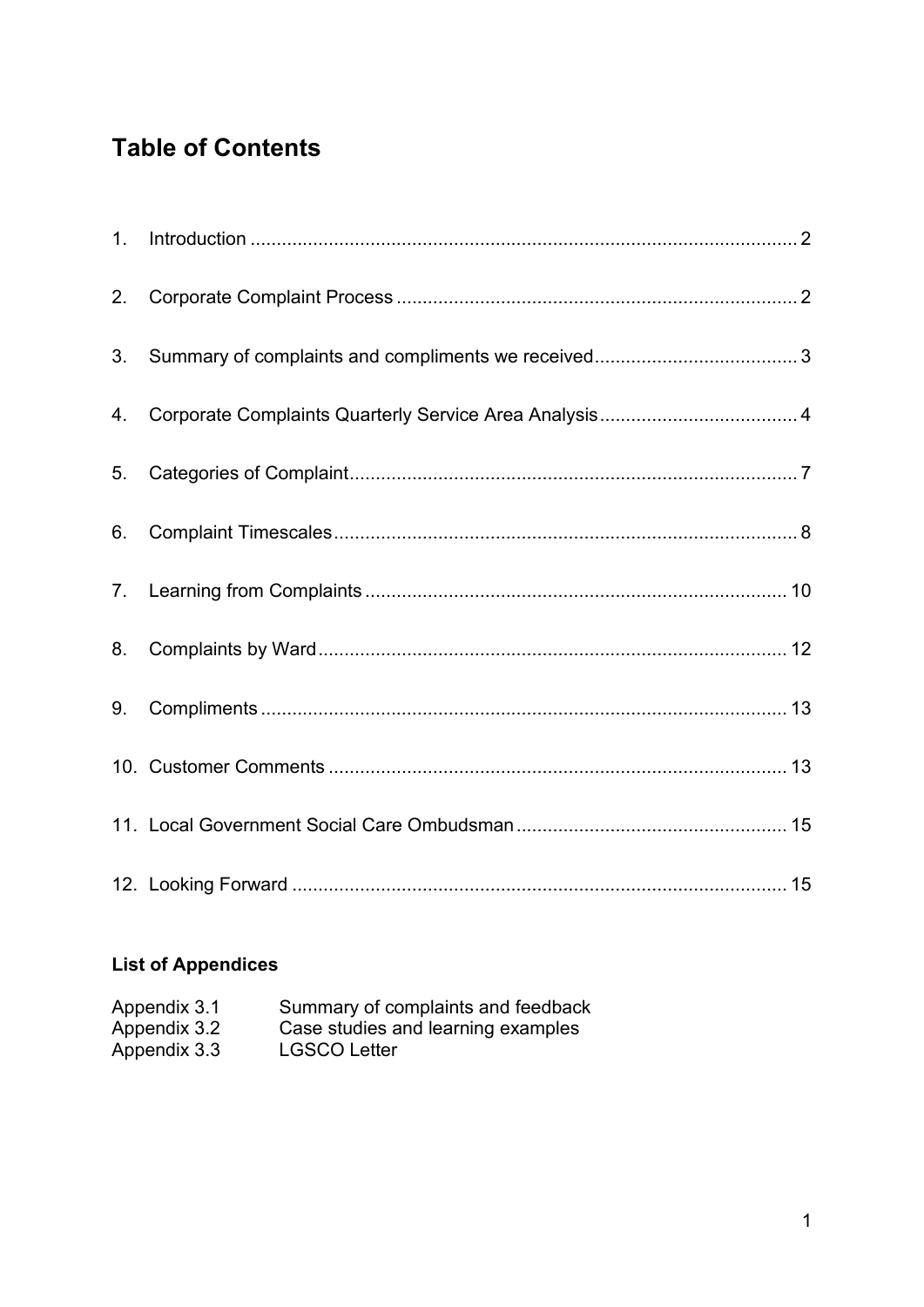# Table of Contents

1. Introduction ........................................................................................................ 2
2. Corporate Complaint Process ............................................................................ 2
3. Summary of complaints and compliments we received ...................................... 3
4. Corporate Complaints Quarterly Service Area Analysis ..................................... 4
5. Categories of Complaint ..................................................................................... 7
6. Complaint Timescales ........................................................................................ 8
7. Learning from Complaints ................................................................................ 10
8. Complaints by Ward ......................................................................................... 12
9. Compliments .................................................................................................... 13
10. Customer Comments ....................................................................................... 13
11. Local Government Social Care Ombudsman ................................................... 15
12. Looking Forward .............................................................................................. 15

## List of Appendices

| | |
|---|---|
| Appendix 3.1 | Summary of complaints and feedback |
| Appendix 3.2 | Case studies and learning examples |
| Appendix 3.3 | LGSCO Letter |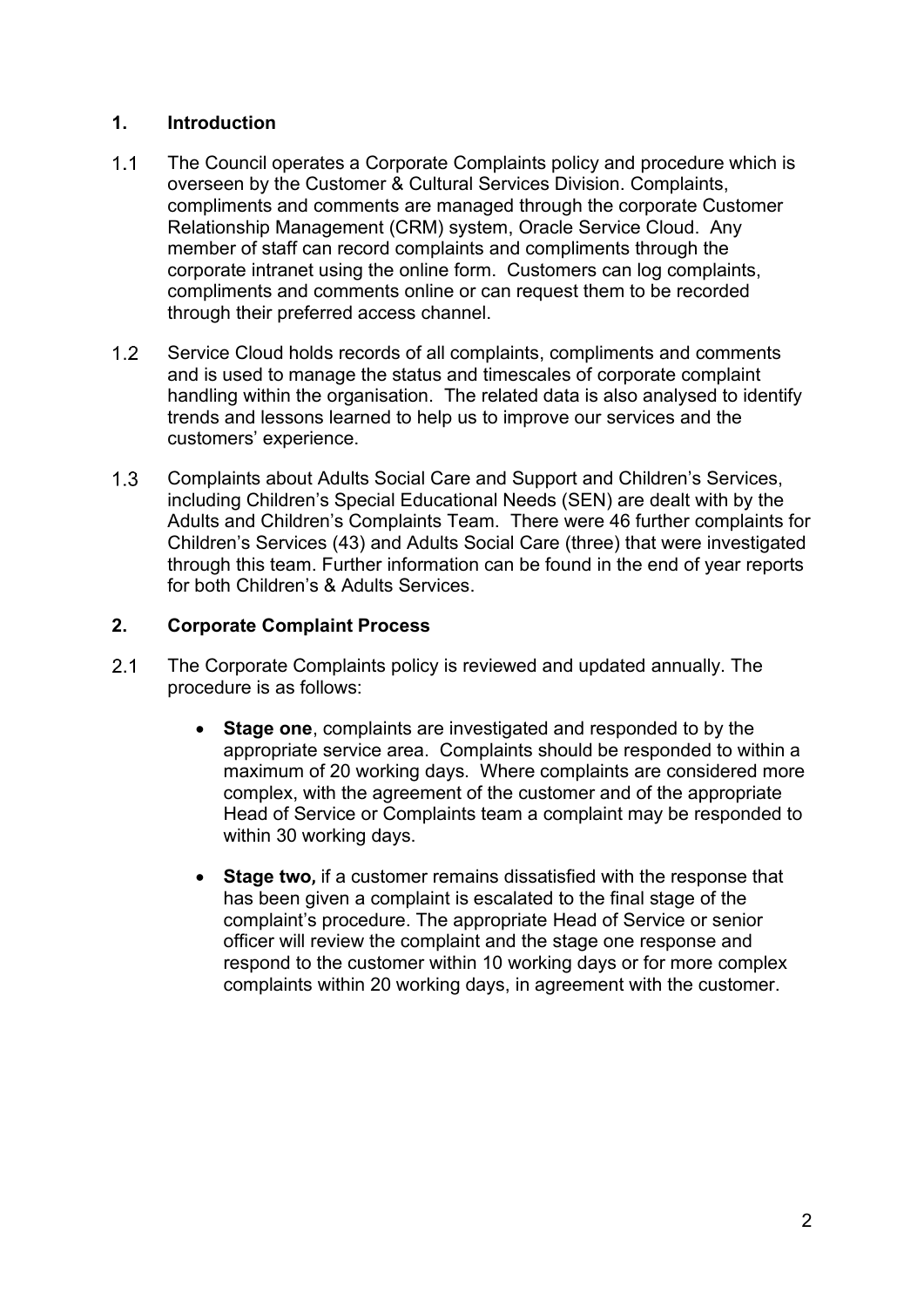## 1. Introduction

1.1 The Council operates a Corporate Complaints policy and procedure which is overseen by the Customer & Cultural Services Division. Complaints, compliments and comments are managed through the corporate Customer Relationship Management (CRM) system, Oracle Service Cloud. Any member of staff can record complaints and compliments through the corporate intranet using the online form. Customers can log complaints, compliments and comments online or can request them to be recorded through their preferred access channel.

1.2 Service Cloud holds records of all complaints, compliments and comments and is used to manage the status and timescales of corporate complaint handling within the organisation. The related data is also analysed to identify trends and lessons learned to help us to improve our services and the customers' experience.

1.3 Complaints about Adults Social Care and Support and Children's Services, including Children's Special Educational Needs (SEN) are dealt with by the Adults and Children's Complaints Team. There were 46 further complaints for Children's Services (43) and Adults Social Care (three) that were investigated through this team. Further information can be found in the end of year reports for both Children's & Adults Services.

## 2. Corporate Complaint Process

2.1 The Corporate Complaints policy is reviewed and updated annually. The procedure is as follows:

- **Stage one**, complaints are investigated and responded to by the appropriate service area. Complaints should be responded to within a maximum of 20 working days. Where complaints are considered more complex, with the agreement of the customer and of the appropriate Head of Service or Complaints team a complaint may be responded to within 30 working days.

- **Stage two,** if a customer remains dissatisfied with the response that has been given a complaint is escalated to the final stage of the complaint's procedure. The appropriate Head of Service or senior officer will review the complaint and the stage one response and respond to the customer within 10 working days or for more complex complaints within 20 working days, in agreement with the customer.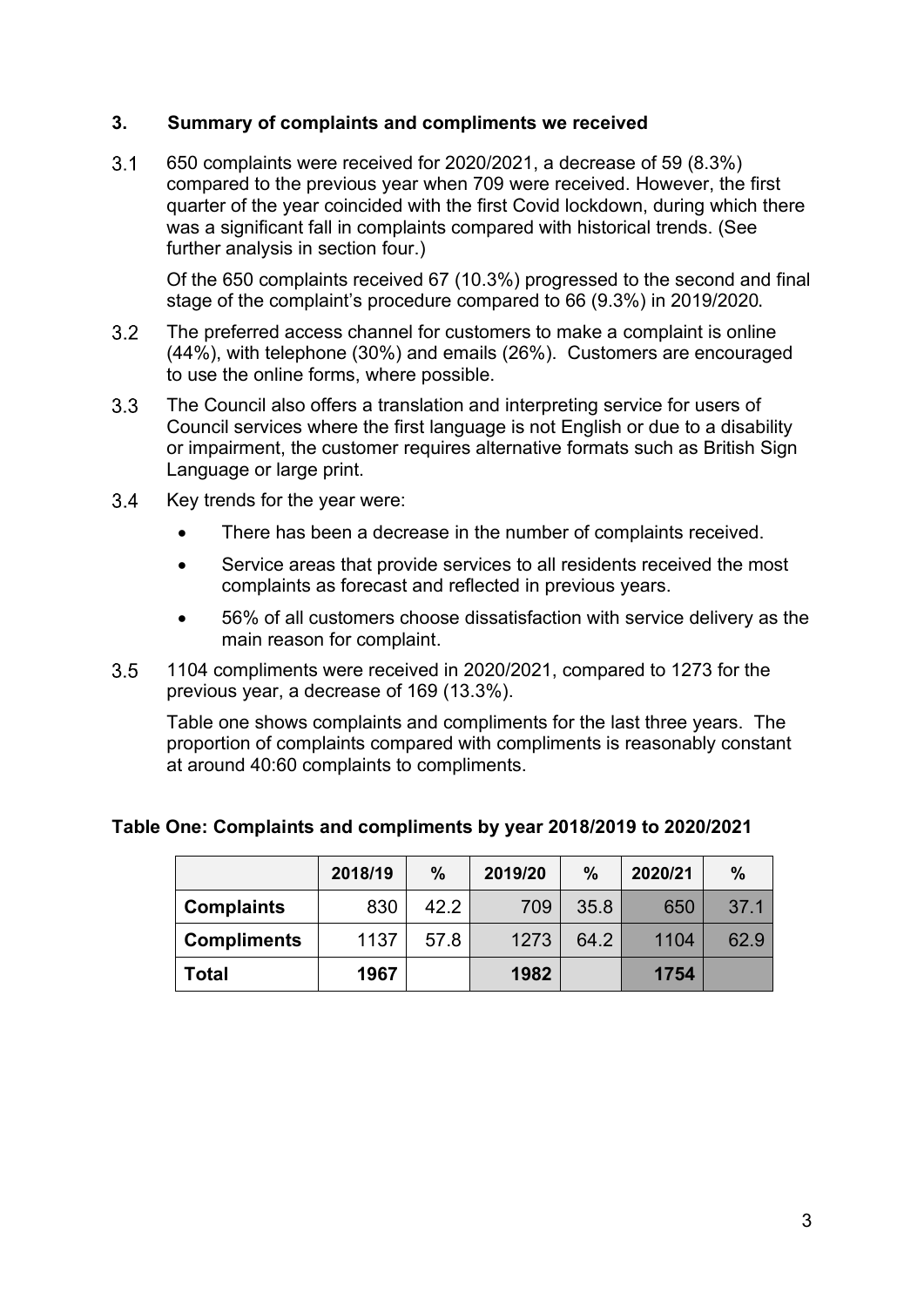## 3. Summary of complaints and compliments we received

3.1 650 complaints were received for 2020/2021, a decrease of 59 (8.3%) compared to the previous year when 709 were received. However, the first quarter of the year coincided with the first Covid lockdown, during which there was a significant fall in complaints compared with historical trends. (See further analysis in section four.)

Of the 650 complaints received 67 (10.3%) progressed to the second and final stage of the complaint's procedure compared to 66 (9.3%) in 2019/2020.

3.2 The preferred access channel for customers to make a complaint is online (44%), with telephone (30%) and emails (26%). Customers are encouraged to use the online forms, where possible.

3.3 The Council also offers a translation and interpreting service for users of Council services where the first language is not English or due to a disability or impairment, the customer requires alternative formats such as British Sign Language or large print.

3.4 Key trends for the year were:

- There has been a decrease in the number of complaints received.
- Service areas that provide services to all residents received the most complaints as forecast and reflected in previous years.
- 56% of all customers choose dissatisfaction with service delivery as the main reason for complaint.

3.5 1104 compliments were received in 2020/2021, compared to 1273 for the previous year, a decrease of 169 (13.3%).

Table one shows complaints and compliments for the last three years. The proportion of complaints compared with compliments is reasonably constant at around 40:60 complaints to compliments.

**Table One: Complaints and compliments by year 2018/2019 to 2020/2021**

| | 2018/19 | % | 2019/20 | % | 2020/21 | % |
|---|---|---|---|---|---|---|
| **Complaints** | 830 | 42.2 | 709 | 35.8 | 650 | 37.1 |
| **Compliments** | 1137 | 57.8 | 1273 | 64.2 | 1104 | 62.9 |
| **Total** | **1967** | | **1982** | | **1754** | |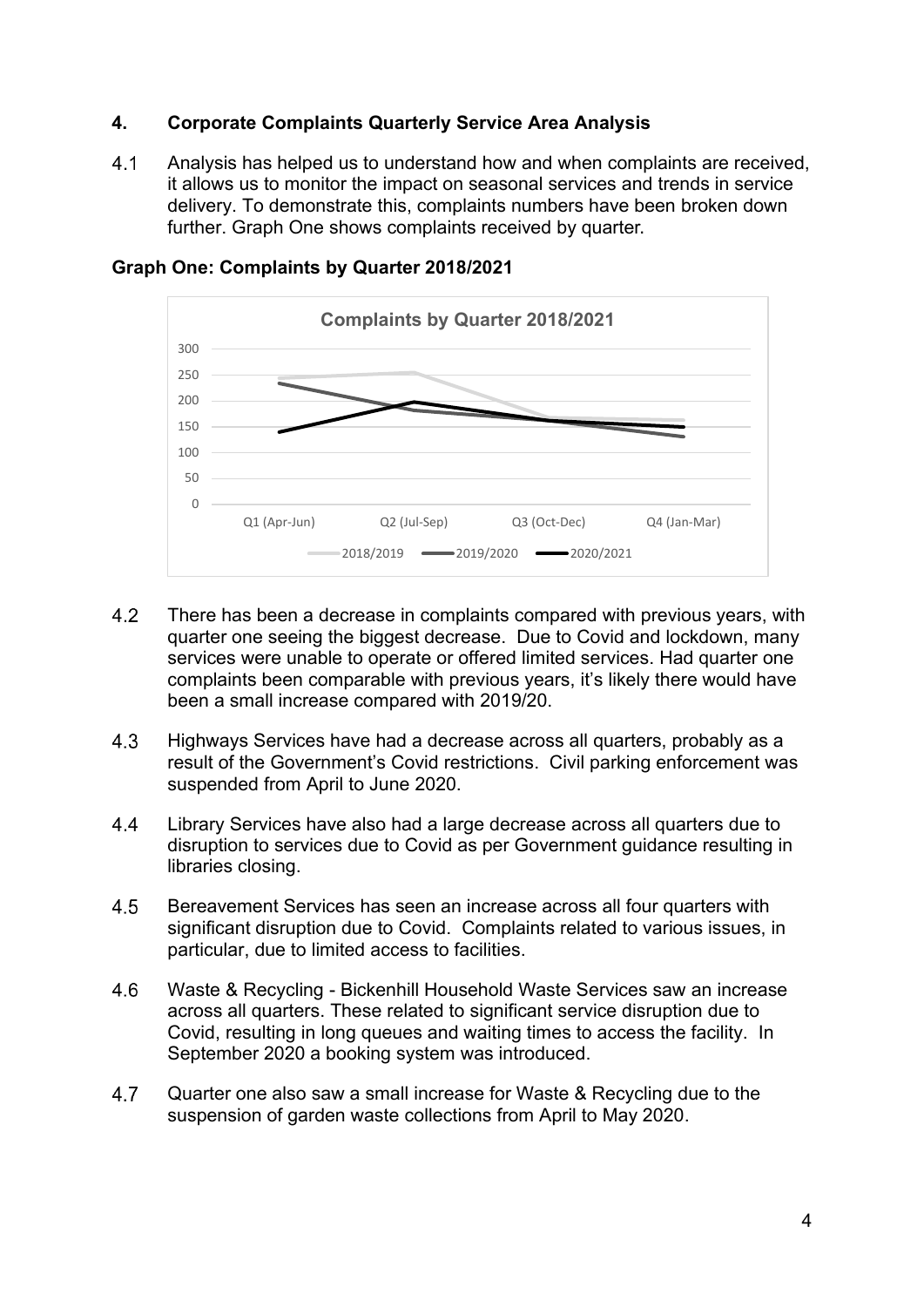## 4. Corporate Complaints Quarterly Service Area Analysis

4.1 Analysis has helped us to understand how and when complaints are received, it allows us to monitor the impact on seasonal services and trends in service delivery. To demonstrate this, complaints numbers have been broken down further. Graph One shows complaints received by quarter.

**Graph One: Complaints by Quarter 2018/2021**

4.2 There has been a decrease in complaints compared with previous years, with quarter one seeing the biggest decrease. Due to Covid and lockdown, many services were unable to operate or offered limited services. Had quarter one complaints been comparable with previous years, it's likely there would have been a small increase compared with 2019/20.

4.3 Highways Services have had a decrease across all quarters, probably as a result of the Government's Covid restrictions. Civil parking enforcement was suspended from April to June 2020.

4.4 Library Services have also had a large decrease across all quarters due to disruption to services due to Covid as per Government guidance resulting in libraries closing.

4.5 Bereavement Services has seen an increase across all four quarters with significant disruption due to Covid. Complaints related to various issues, in particular, due to limited access to facilities.

4.6 Waste & Recycling - Bickenhill Household Waste Services saw an increase across all quarters. These related to significant service disruption due to Covid, resulting in long queues and waiting times to access the facility. In September 2020 a booking system was introduced.

4.7 Quarter one also saw a small increase for Waste & Recycling due to the suspension of garden waste collections from April to May 2020.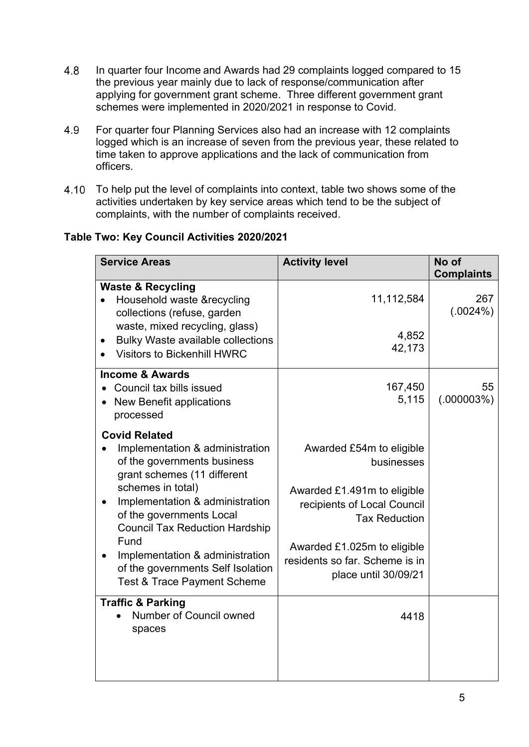4.8 In quarter four Income and Awards had 29 complaints logged compared to 15 the previous year mainly due to lack of response/communication after applying for government grant scheme. Three different government grant schemes were implemented in 2020/2021 in response to Covid.

4.9 For quarter four Planning Services also had an increase with 12 complaints logged which is an increase of seven from the previous year, these related to time taken to approve applications and the lack of communication from officers.

4.10 To help put the level of complaints into context, table two shows some of the activities undertaken by key service areas which tend to be the subject of complaints, with the number of complaints received.

**Table Two: Key Council Activities 2020/2021**

| Service Areas | Activity level | No of Complaints |
|---|---|---|
| **Waste & Recycling**<br>• Household waste &recycling collections (refuse, garden waste, mixed recycling, glass)<br>• Bulky Waste available collections<br>• Visitors to Bickenhill HWRC | 11,112,584<br><br>4,852<br>42,173 | 267 (.0024%) |
| **Income & Awards**<br>• Council tax bills issued<br>• New Benefit applications processed<br><br>**Covid Related**<br>• Implementation & administration of the governments business grant schemes (11 different schemes in total)<br>• Implementation & administration of the governments Local Council Tax Reduction Hardship Fund<br>• Implementation & administration of the governments Self Isolation Test & Trace Payment Scheme | 167,450<br>5,115<br><br>Awarded £54m to eligible businesses<br><br>Awarded £1.491m to eligible recipients of Local Council Tax Reduction<br><br>Awarded £1.025m to eligible residents so far. Scheme is in place until 30/09/21 | 55 (.000003%) |
| **Traffic & Parking**<br>• Number of Council owned spaces | 4418 | |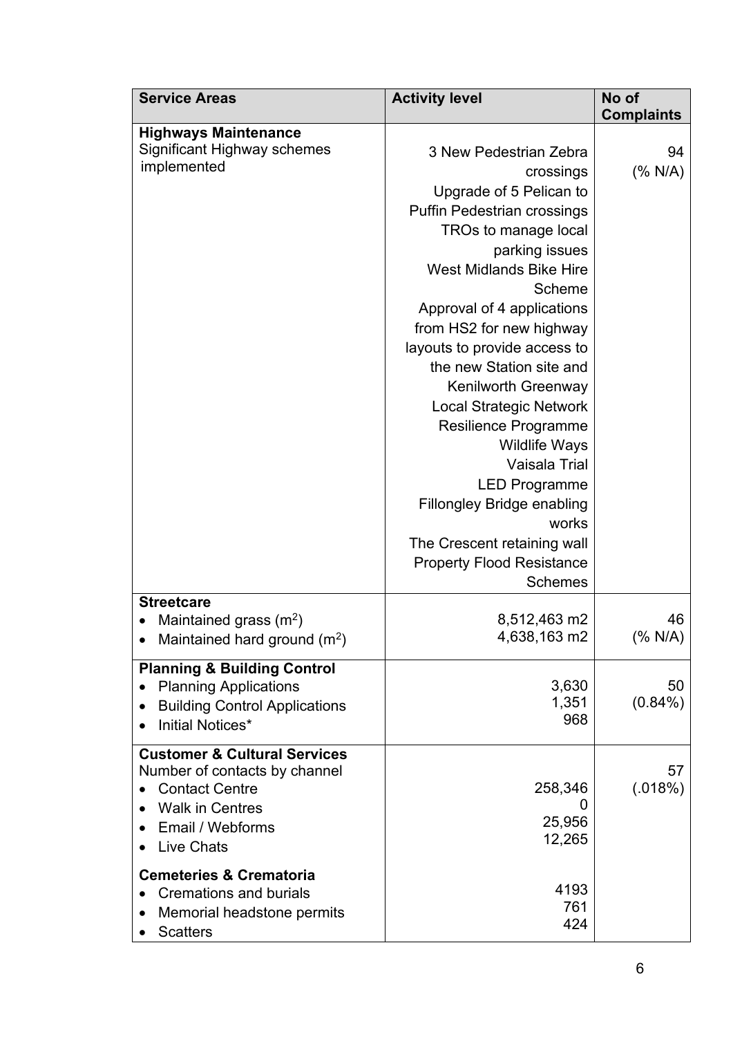| Service Areas | Activity level | No of Complaints |
|---|---|---|
| **Highways Maintenance**<br>Significant Highway schemes implemented | 3 New Pedestrian Zebra crossings<br>Upgrade of 5 Pelican to Puffin Pedestrian crossings<br>TROs to manage local parking issues<br>West Midlands Bike Hire Scheme<br>Approval of 4 applications from HS2 for new highway layouts to provide access to the new Station site and Kenilworth Greenway<br>Local Strategic Network Resilience Programme<br>Wildlife Ways<br>Vaisala Trial<br>LED Programme<br>Fillongley Bridge enabling works<br>The Crescent retaining wall<br>Property Flood Resistance Schemes | 94<br>(% N/A) |
| **Streetcare**<br>• Maintained grass ($m^2$)<br>• Maintained hard ground ($m^2$) | 8,512,463 m2<br>4,638,163 m2 | 46<br>(% N/A) |
| **Planning & Building Control**<br>• Planning Applications<br>• Building Control Applications<br>• Initial Notices* | 3,630<br>1,351<br>968 | 50<br>(0.84%) |
| **Customer & Cultural Services**<br>Number of contacts by channel<br>• Contact Centre<br>• Walk in Centres<br>• Email / Webforms<br>• Live Chats<br><br>**Cemeteries & Crematoria**<br>• Cremations and burials<br>• Memorial headstone permits<br>• Scatters | 258,346<br>0<br>25,956<br>12,265<br><br>4193<br>761<br>424 | 57<br>(.018%) |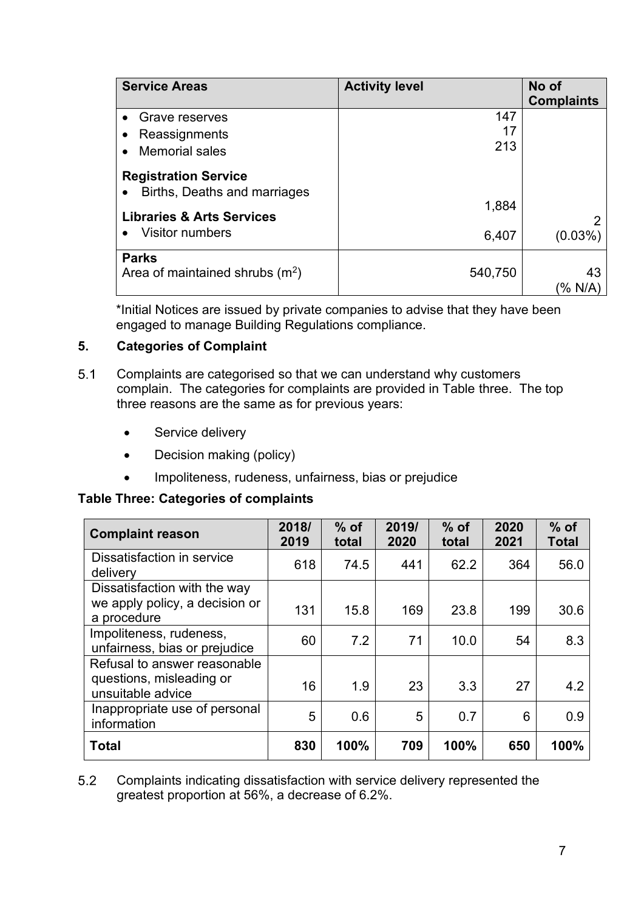| Service Areas | Activity level | No of Complaints |
|---|---|---|
| • Grave reserves<br>• Reassignments<br>• Memorial sales | 147<br>17<br>213 | |
| **Registration Service**<br>• Births, Deaths and marriages<br>**Libraries & Arts Services**<br>• Visitor numbers | 1,884<br><br>6,407 | 2<br>(0.03%) |
| **Parks**<br>Area of maintained shrubs ($m^2$) | 540,750 | 43<br>(% N/A) |

*Initial Notices are issued by private companies to advise that they have been engaged to manage Building Regulations compliance.

## 5. Categories of Complaint

5.1 Complaints are categorised so that we can understand why customers complain. The categories for complaints are provided in Table three. The top three reasons are the same as for previous years:

- Service delivery
- Decision making (policy)
- Impoliteness, rudeness, unfairness, bias or prejudice

**Table Three: Categories of complaints**

| Complaint reason | 2018/ 2019 | % of total | 2019/ 2020 | % of total | 2020 2021 | % of Total |
|---|---|---|---|---|---|---|
| Dissatisfaction in service delivery | 618 | 74.5 | 441 | 62.2 | 364 | 56.0 |
| Dissatisfaction with the way we apply policy, a decision or a procedure | 131 | 15.8 | 169 | 23.8 | 199 | 30.6 |
| Impoliteness, rudeness, unfairness, bias or prejudice | 60 | 7.2 | 71 | 10.0 | 54 | 8.3 |
| Refusal to answer reasonable questions, misleading or unsuitable advice | 16 | 1.9 | 23 | 3.3 | 27 | 4.2 |
| Inappropriate use of personal information | 5 | 0.6 | 5 | 0.7 | 6 | 0.9 |
| **Total** | **830** | **100%** | **709** | **100%** | **650** | **100%** |

5.2 Complaints indicating dissatisfaction with service delivery represented the greatest proportion at 56%, a decrease of 6.2%.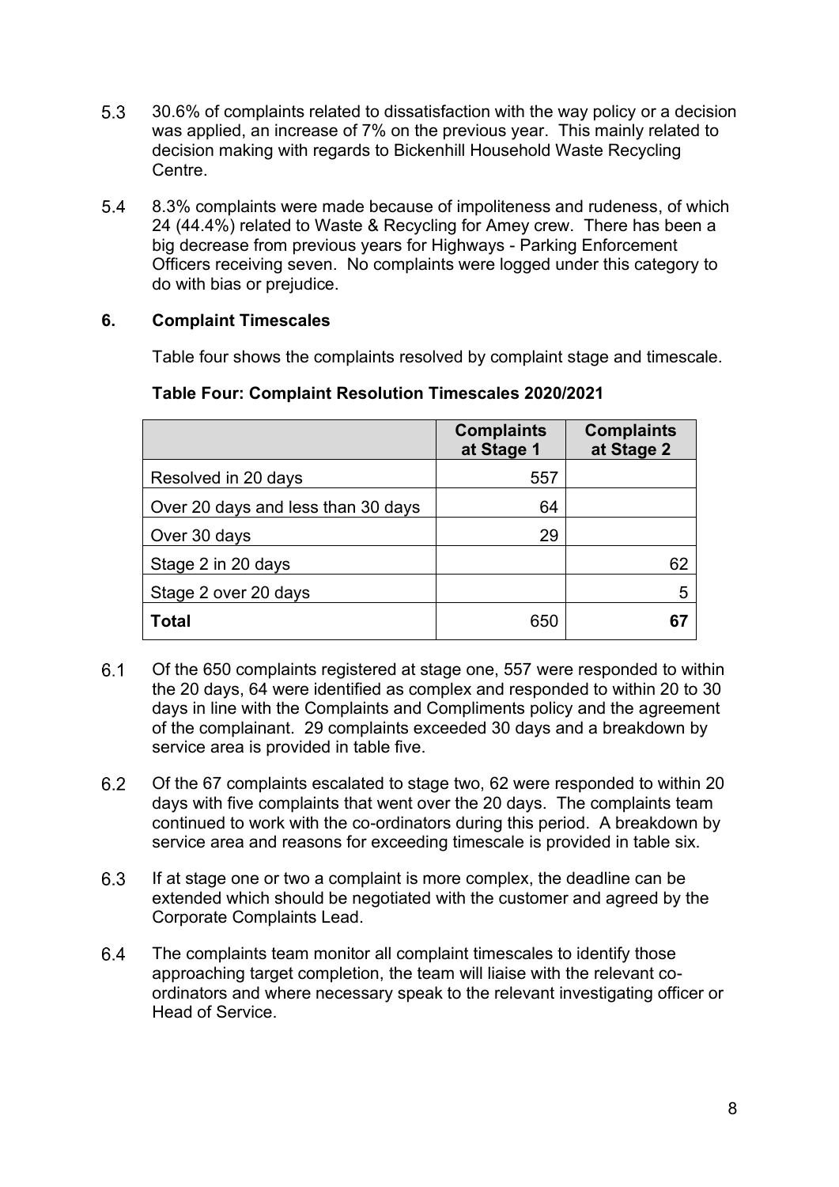5.3 30.6% of complaints related to dissatisfaction with the way policy or a decision was applied, an increase of 7% on the previous year. This mainly related to decision making with regards to Bickenhill Household Waste Recycling Centre.

5.4 8.3% complaints were made because of impoliteness and rudeness, of which 24 (44.4%) related to Waste & Recycling for Amey crew. There has been a big decrease from previous years for Highways - Parking Enforcement Officers receiving seven. No complaints were logged under this category to do with bias or prejudice.

## 6. Complaint Timescales

Table four shows the complaints resolved by complaint stage and timescale.

**Table Four: Complaint Resolution Timescales 2020/2021**

| | Complaints at Stage 1 | Complaints at Stage 2 |
|---|---|---|
| Resolved in 20 days | 557 | |
| Over 20 days and less than 30 days | 64 | |
| Over 30 days | 29 | |
| Stage 2 in 20 days | | 62 |
| Stage 2 over 20 days | | 5 |
| **Total** | 650 | **67** |

6.1 Of the 650 complaints registered at stage one, 557 were responded to within the 20 days, 64 were identified as complex and responded to within 20 to 30 days in line with the Complaints and Compliments policy and the agreement of the complainant. 29 complaints exceeded 30 days and a breakdown by service area is provided in table five.

6.2 Of the 67 complaints escalated to stage two, 62 were responded to within 20 days with five complaints that went over the 20 days. The complaints team continued to work with the co-ordinators during this period. A breakdown by service area and reasons for exceeding timescale is provided in table six.

6.3 If at stage one or two a complaint is more complex, the deadline can be extended which should be negotiated with the customer and agreed by the Corporate Complaints Lead.

6.4 The complaints team monitor all complaint timescales to identify those approaching target completion, the team will liaise with the relevant co-ordinators and where necessary speak to the relevant investigating officer or Head of Service.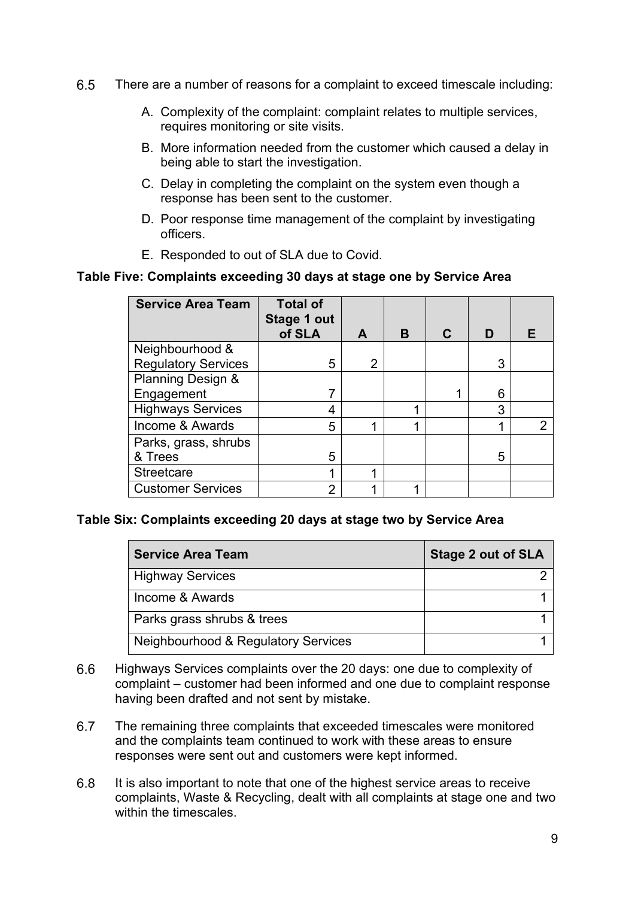6.5 There are a number of reasons for a complaint to exceed timescale including:

A. Complexity of the complaint: complaint relates to multiple services, requires monitoring or site visits.

B. More information needed from the customer which caused a delay in being able to start the investigation.

C. Delay in completing the complaint on the system even though a response has been sent to the customer.

D. Poor response time management of the complaint by investigating officers.

E. Responded to out of SLA due to Covid.

**Table Five: Complaints exceeding 30 days at stage one by Service Area**

| Service Area Team | Total of Stage 1 out of SLA | A | B | C | D | E |
|---|---|---|---|---|---|---|
| Neighbourhood & Regulatory Services | 5 | 2 | | | 3 | |
| Planning Design & Engagement | 7 | | | 1 | 6 | |
| Highways Services | 4 | | 1 | | 3 | |
| Income & Awards | 5 | 1 | 1 | | 1 | 2 |
| Parks, grass, shrubs & Trees | 5 | | | | 5 | |
| Streetcare | 1 | 1 | | | | |
| Customer Services | 2 | 1 | 1 | | | |

**Table Six: Complaints exceeding 20 days at stage two by Service Area**

| Service Area Team | Stage 2 out of SLA |
|---|---|
| Highway Services | 2 |
| Income & Awards | 1 |
| Parks grass shrubs & trees | 1 |
| Neighbourhood & Regulatory Services | 1 |

6.6 Highways Services complaints over the 20 days: one due to complexity of complaint – customer had been informed and one due to complaint response having been drafted and not sent by mistake.

6.7 The remaining three complaints that exceeded timescales were monitored and the complaints team continued to work with these areas to ensure responses were sent out and customers were kept informed.

6.8 It is also important to note that one of the highest service areas to receive complaints, Waste & Recycling, dealt with all complaints at stage one and two within the timescales.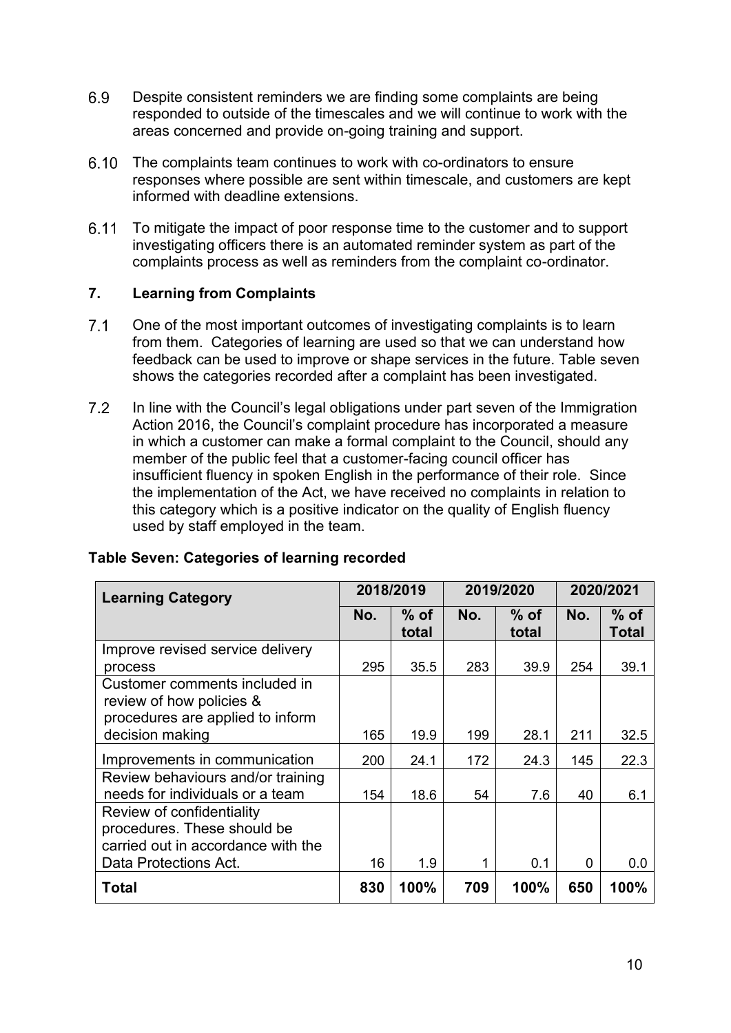6.9 Despite consistent reminders we are finding some complaints are being responded to outside of the timescales and we will continue to work with the areas concerned and provide on-going training and support.

6.10 The complaints team continues to work with co-ordinators to ensure responses where possible are sent within timescale, and customers are kept informed with deadline extensions.

6.11 To mitigate the impact of poor response time to the customer and to support investigating officers there is an automated reminder system as part of the complaints process as well as reminders from the complaint co-ordinator.

## 7. Learning from Complaints

7.1 One of the most important outcomes of investigating complaints is to learn from them. Categories of learning are used so that we can understand how feedback can be used to improve or shape services in the future. Table seven shows the categories recorded after a complaint has been investigated.

7.2 In line with the Council's legal obligations under part seven of the Immigration Action 2016, the Council's complaint procedure has incorporated a measure in which a customer can make a formal complaint to the Council, should any member of the public feel that a customer-facing council officer has insufficient fluency in spoken English in the performance of their role. Since the implementation of the Act, we have received no complaints in relation to this category which is a positive indicator on the quality of English fluency used by staff employed in the team.

**Table Seven: Categories of learning recorded**

| Learning Category | 2018/2019 | | 2019/2020 | | 2020/2021 | |
|---|---|---|---|---|---|---|
| | No. | % of total | No. | % of total | No. | % of Total |
| Improve revised service delivery process | 295 | 35.5 | 283 | 39.9 | 254 | 39.1 |
| Customer comments included in review of how policies & procedures are applied to inform decision making | 165 | 19.9 | 199 | 28.1 | 211 | 32.5 |
| Improvements in communication | 200 | 24.1 | 172 | 24.3 | 145 | 22.3 |
| Review behaviours and/or training needs for individuals or a team | 154 | 18.6 | 54 | 7.6 | 40 | 6.1 |
| Review of confidentiality procedures. These should be carried out in accordance with the Data Protections Act. | 16 | 1.9 | 1 | 0.1 | 0 | 0.0 |
| **Total** | **830** | **100%** | **709** | **100%** | **650** | **100%** |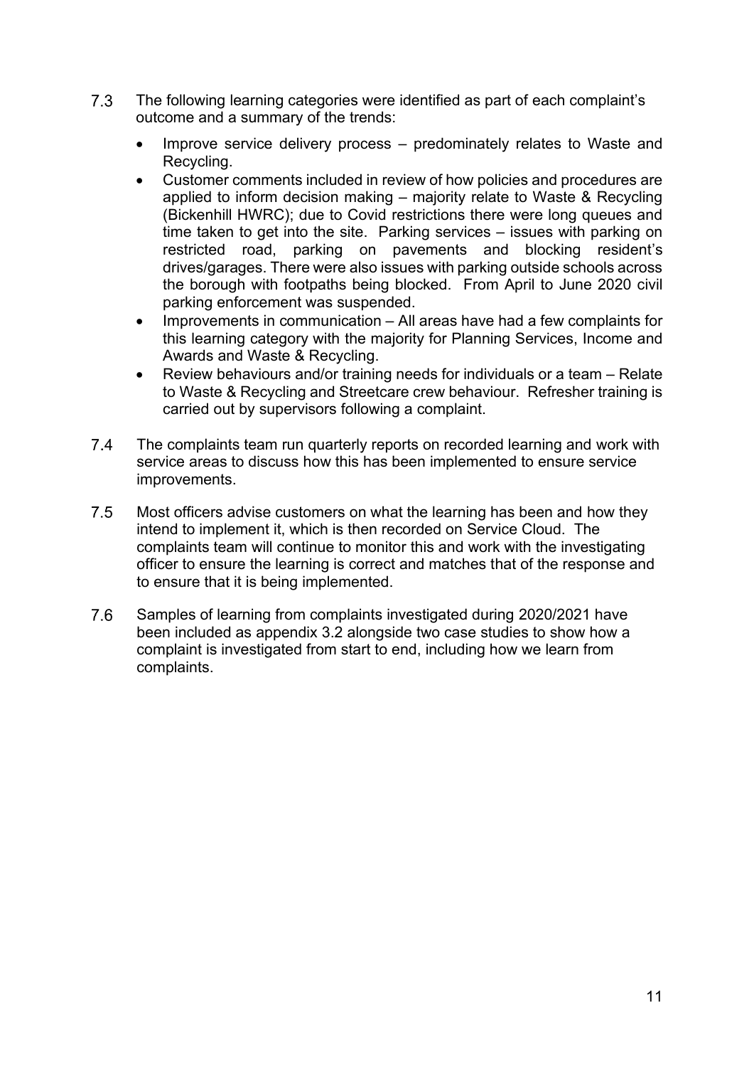7.3 The following learning categories were identified as part of each complaint's outcome and a summary of the trends:

- Improve service delivery process – predominately relates to Waste and Recycling.
- Customer comments included in review of how policies and procedures are applied to inform decision making – majority relate to Waste & Recycling (Bickenhill HWRC); due to Covid restrictions there were long queues and time taken to get into the site. Parking services – issues with parking on restricted road, parking on pavements and blocking resident's drives/garages. There were also issues with parking outside schools across the borough with footpaths being blocked. From April to June 2020 civil parking enforcement was suspended.
- Improvements in communication – All areas have had a few complaints for this learning category with the majority for Planning Services, Income and Awards and Waste & Recycling.
- Review behaviours and/or training needs for individuals or a team – Relate to Waste & Recycling and Streetcare crew behaviour. Refresher training is carried out by supervisors following a complaint.

7.4 The complaints team run quarterly reports on recorded learning and work with service areas to discuss how this has been implemented to ensure service improvements.

7.5 Most officers advise customers on what the learning has been and how they intend to implement it, which is then recorded on Service Cloud. The complaints team will continue to monitor this and work with the investigating officer to ensure the learning is correct and matches that of the response and to ensure that it is being implemented.

7.6 Samples of learning from complaints investigated during 2020/2021 have been included as appendix 3.2 alongside two case studies to show how a complaint is investigated from start to end, including how we learn from complaints.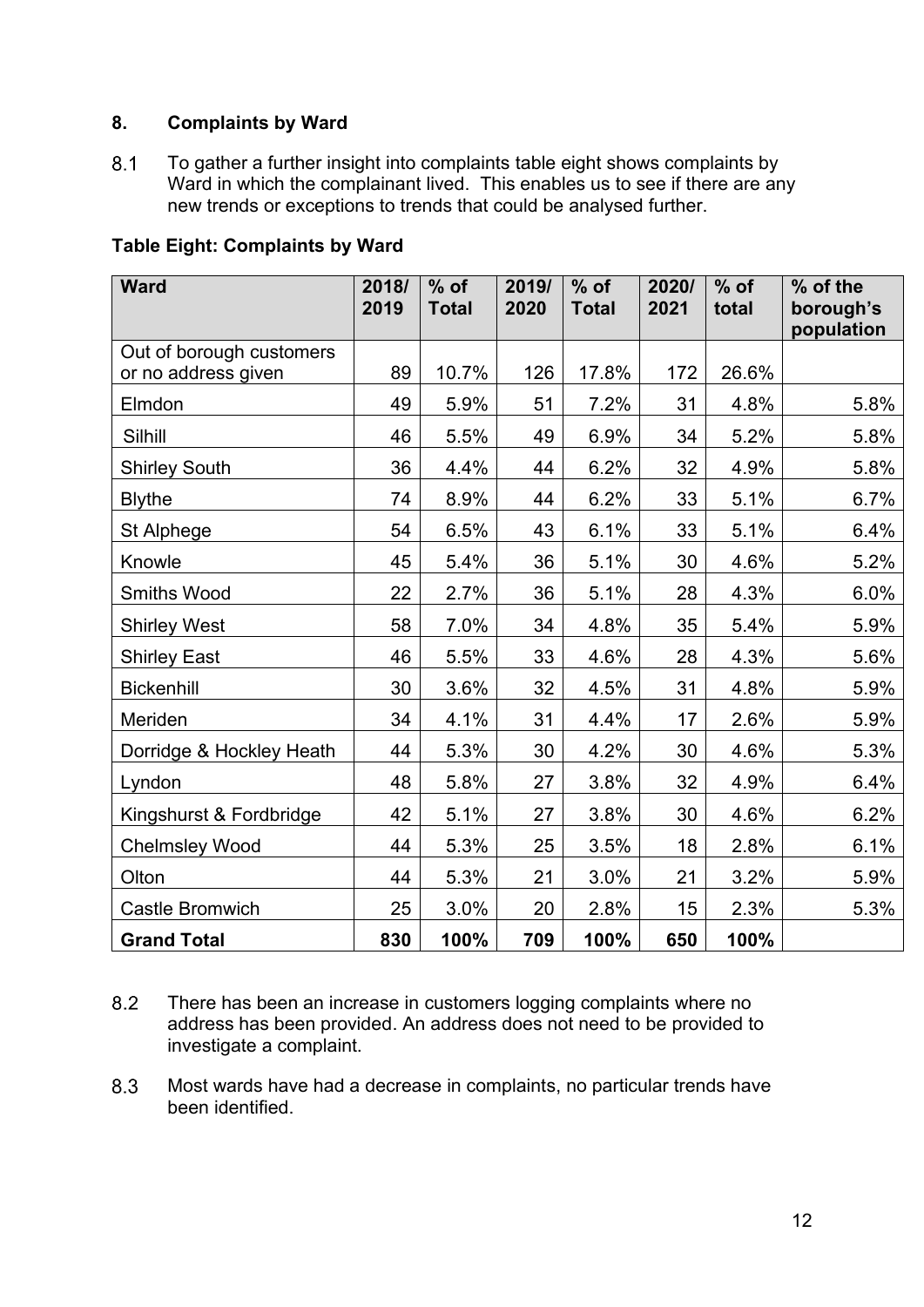## 8. Complaints by Ward

8.1 To gather a further insight into complaints table eight shows complaints by Ward in which the complainant lived. This enables us to see if there are any new trends or exceptions to trends that could be analysed further.

**Table Eight: Complaints by Ward**

| Ward | 2018/2019 | % of Total | 2019/2020 | % of Total | 2020/2021 | % of total | % of the borough's population |
|---|---|---|---|---|---|---|---|
| Out of borough customers or no address given | 89 | 10.7% | 126 | 17.8% | 172 | 26.6% | |
| Elmdon | 49 | 5.9% | 51 | 7.2% | 31 | 4.8% | 5.8% |
| Silhill | 46 | 5.5% | 49 | 6.9% | 34 | 5.2% | 5.8% |
| Shirley South | 36 | 4.4% | 44 | 6.2% | 32 | 4.9% | 5.8% |
| Blythe | 74 | 8.9% | 44 | 6.2% | 33 | 5.1% | 6.7% |
| St Alphege | 54 | 6.5% | 43 | 6.1% | 33 | 5.1% | 6.4% |
| Knowle | 45 | 5.4% | 36 | 5.1% | 30 | 4.6% | 5.2% |
| Smiths Wood | 22 | 2.7% | 36 | 5.1% | 28 | 4.3% | 6.0% |
| Shirley West | 58 | 7.0% | 34 | 4.8% | 35 | 5.4% | 5.9% |
| Shirley East | 46 | 5.5% | 33 | 4.6% | 28 | 4.3% | 5.6% |
| Bickenhill | 30 | 3.6% | 32 | 4.5% | 31 | 4.8% | 5.9% |
| Meriden | 34 | 4.1% | 31 | 4.4% | 17 | 2.6% | 5.9% |
| Dorridge & Hockley Heath | 44 | 5.3% | 30 | 4.2% | 30 | 4.6% | 5.3% |
| Lyndon | 48 | 5.8% | 27 | 3.8% | 32 | 4.9% | 6.4% |
| Kingshurst & Fordbridge | 42 | 5.1% | 27 | 3.8% | 30 | 4.6% | 6.2% |
| Chelmsley Wood | 44 | 5.3% | 25 | 3.5% | 18 | 2.8% | 6.1% |
| Olton | 44 | 5.3% | 21 | 3.0% | 21 | 3.2% | 5.9% |
| Castle Bromwich | 25 | 3.0% | 20 | 2.8% | 15 | 2.3% | 5.3% |
| **Grand Total** | **830** | **100%** | **709** | **100%** | **650** | **100%** | |

8.2 There has been an increase in customers logging complaints where no address has been provided. An address does not need to be provided to investigate a complaint.

8.3 Most wards have had a decrease in complaints, no particular trends have been identified.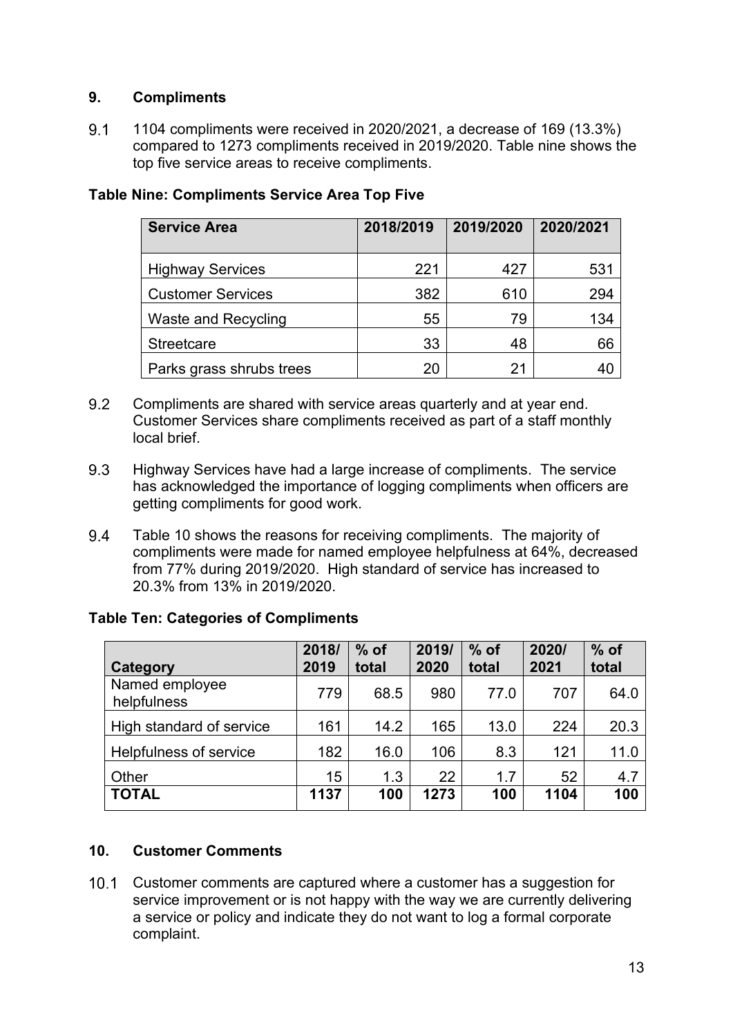## 9. Compliments

9.1 1104 compliments were received in 2020/2021, a decrease of 169 (13.3%) compared to 1273 compliments received in 2019/2020. Table nine shows the top five service areas to receive compliments.

**Table Nine: Compliments Service Area Top Five**

| Service Area | 2018/2019 | 2019/2020 | 2020/2021 |
|---|---|---|---|
| Highway Services | 221 | 427 | 531 |
| Customer Services | 382 | 610 | 294 |
| Waste and Recycling | 55 | 79 | 134 |
| Streetcare | 33 | 48 | 66 |
| Parks grass shrubs trees | 20 | 21 | 40 |

9.2 Compliments are shared with service areas quarterly and at year end. Customer Services share compliments received as part of a staff monthly local brief.

9.3 Highway Services have had a large increase of compliments. The service has acknowledged the importance of logging compliments when officers are getting compliments for good work.

9.4 Table 10 shows the reasons for receiving compliments. The majority of compliments were made for named employee helpfulness at 64%, decreased from 77% during 2019/2020. High standard of service has increased to 20.3% from 13% in 2019/2020.

**Table Ten: Categories of Compliments**

| Category | 2018/2019 | % of total | 2019/2020 | % of total | 2020/2021 | % of total |
|---|---|---|---|---|---|---|
| Named employee helpfulness | 779 | 68.5 | 980 | 77.0 | 707 | 64.0 |
| High standard of service | 161 | 14.2 | 165 | 13.0 | 224 | 20.3 |
| Helpfulness of service | 182 | 16.0 | 106 | 8.3 | 121 | 11.0 |
| Other | 15 | 1.3 | 22 | 1.7 | 52 | 4.7 |
| **TOTAL** | **1137** | **100** | **1273** | **100** | **1104** | **100** |

## 10. Customer Comments

10.1 Customer comments are captured where a customer has a suggestion for service improvement or is not happy with the way we are currently delivering a service or policy and indicate they do not want to log a formal corporate complaint.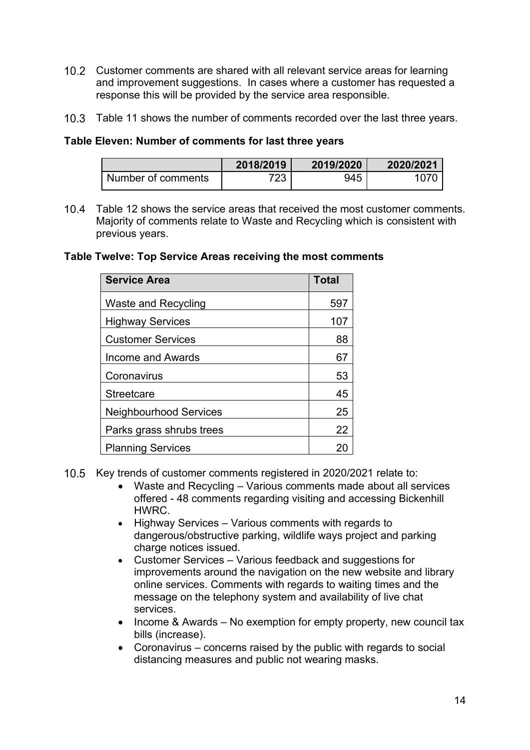10.2 Customer comments are shared with all relevant service areas for learning and improvement suggestions. In cases where a customer has requested a response this will be provided by the service area responsible.

10.3 Table 11 shows the number of comments recorded over the last three years.

**Table Eleven: Number of comments for last three years**

| | 2018/2019 | 2019/2020 | 2020/2021 |
|---|---|---|---|
| Number of comments | 723 | 945 | 1070 |

10.4 Table 12 shows the service areas that received the most customer comments. Majority of comments relate to Waste and Recycling which is consistent with previous years.

**Table Twelve: Top Service Areas receiving the most comments**

| Service Area | Total |
|---|---|
| Waste and Recycling | 597 |
| Highway Services | 107 |
| Customer Services | 88 |
| Income and Awards | 67 |
| Coronavirus | 53 |
| Streetcare | 45 |
| Neighbourhood Services | 25 |
| Parks grass shrubs trees | 22 |
| Planning Services | 20 |

10.5 Key trends of customer comments registered in 2020/2021 relate to:

- Waste and Recycling – Various comments made about all services offered - 48 comments regarding visiting and accessing Bickenhill HWRC.
- Highway Services – Various comments with regards to dangerous/obstructive parking, wildlife ways project and parking charge notices issued.
- Customer Services – Various feedback and suggestions for improvements around the navigation on the new website and library online services. Comments with regards to waiting times and the message on the telephony system and availability of live chat services.
- Income & Awards – No exemption for empty property, new council tax bills (increase).
- Coronavirus – concerns raised by the public with regards to social distancing measures and public not wearing masks.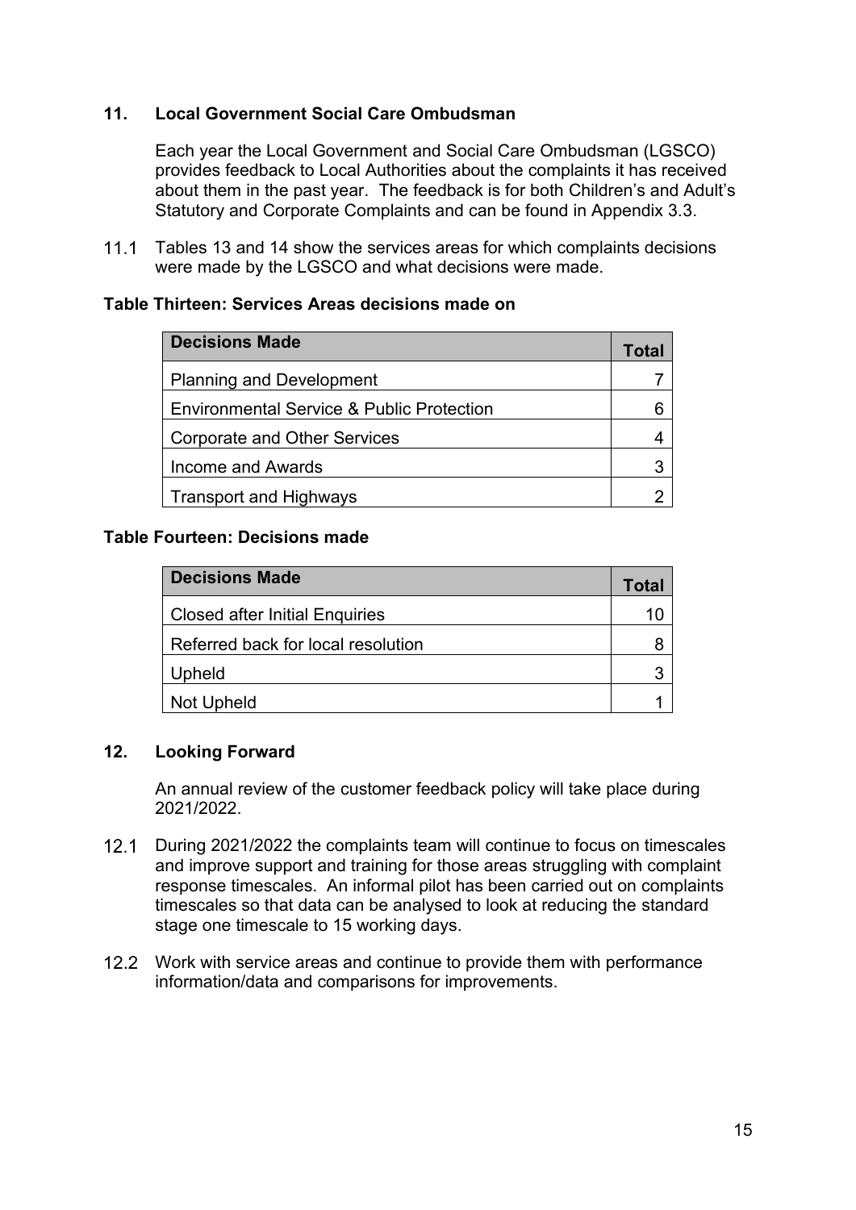## 11. Local Government Social Care Ombudsman

Each year the Local Government and Social Care Ombudsman (LGSCO) provides feedback to Local Authorities about the complaints it has received about them in the past year. The feedback is for both Children's and Adult's Statutory and Corporate Complaints and can be found in Appendix 3.3.

11.1 Tables 13 and 14 show the services areas for which complaints decisions were made by the LGSCO and what decisions were made.

**Table Thirteen: Services Areas decisions made on**

| Decisions Made | Total |
|---|---|
| Planning and Development | 7 |
| Environmental Service & Public Protection | 6 |
| Corporate and Other Services | 4 |
| Income and Awards | 3 |
| Transport and Highways | 2 |

**Table Fourteen: Decisions made**

| Decisions Made | Total |
|---|---|
| Closed after Initial Enquiries | 10 |
| Referred back for local resolution | 8 |
| Upheld | 3 |
| Not Upheld | 1 |

## 12. Looking Forward

An annual review of the customer feedback policy will take place during 2021/2022.

12.1 During 2021/2022 the complaints team will continue to focus on timescales and improve support and training for those areas struggling with complaint response timescales. An informal pilot has been carried out on complaints timescales so that data can be analysed to look at reducing the standard stage one timescale to 15 working days.

12.2 Work with service areas and continue to provide them with performance information/data and comparisons for improvements.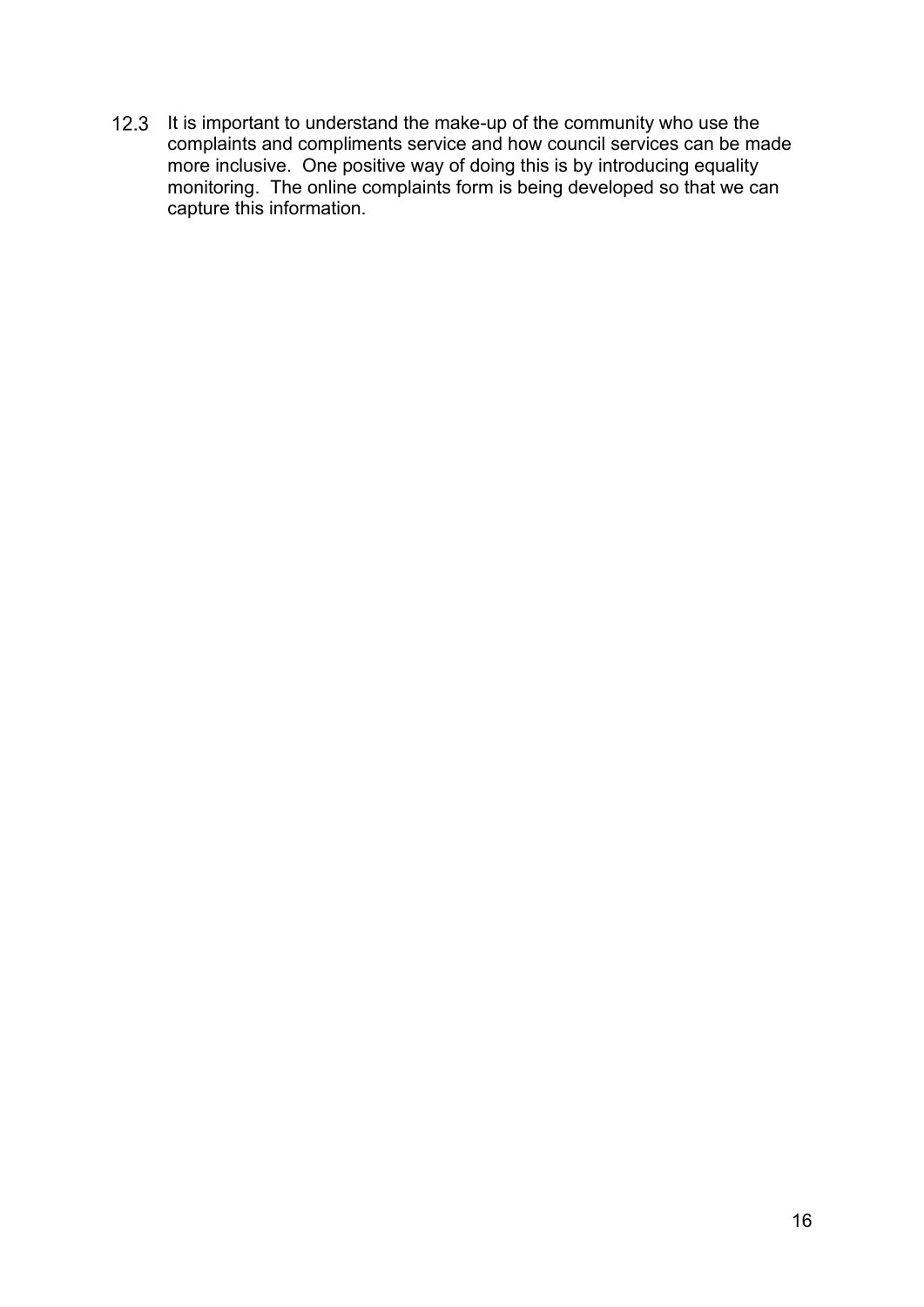12.3 It is important to understand the make-up of the community who use the complaints and compliments service and how council services can be made more inclusive. One positive way of doing this is by introducing equality monitoring. The online complaints form is being developed so that we can capture this information.